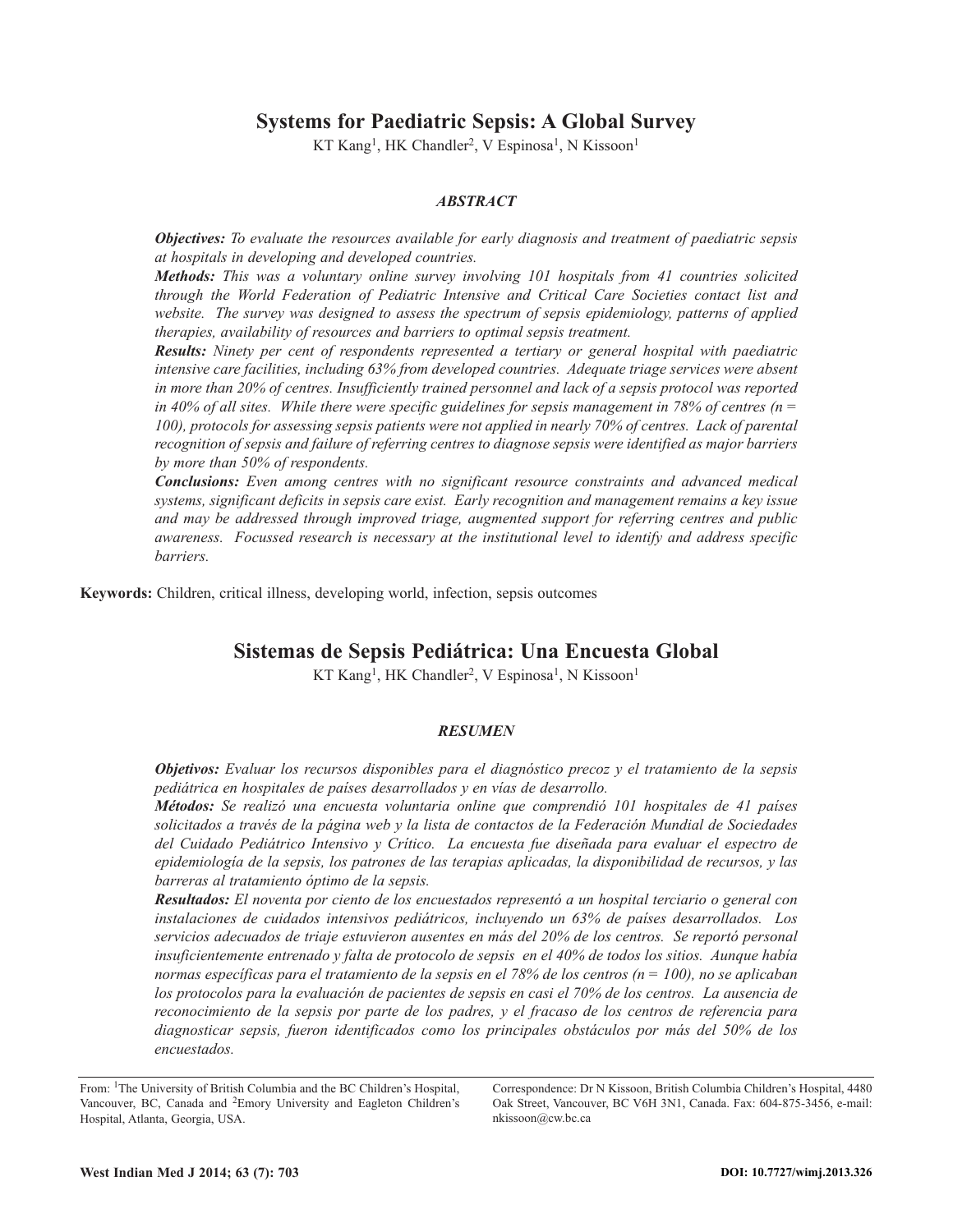# Systems for Paediatric Sepsis: A Global Survey

KT Kang[1], HK Chandler[2], V Espinosa[1], N Kissoon[1]

## *ABSTRACT*

***Objectives:*** *To evaluate the resources available for early diagnosis and treatment of paediatric sepsis at hospitals in developing and developed countries.*

***Methods:*** *This was a voluntary online survey involving 101 hospitals from 41 countries solicited through the World Federation of Pediatric Intensive and Critical Care Societies contact list and website. The survey was designed to assess the spectrum of sepsis epidemiology, patterns of applied therapies, availability of resources and barriers to optimal sepsis treatment.*

***Results:*** *Ninety per cent of respondents represented a tertiary or general hospital with paediatric intensive care facilities, including 63% from developed countries. Adequate triage services were absent in more than 20% of centres. Insufficiently trained personnel and lack of a sepsis protocol was reported in 40% of all sites. While there were specific guidelines for sepsis management in 78% of centres (n = 100), protocols for assessing sepsis patients were not applied in nearly 70% of centres. Lack of parental recognition of sepsis and failure of referring centres to diagnose sepsis were identified as major barriers by more than 50% of respondents.*

***Conclusions:*** *Even among centres with no significant resource constraints and advanced medical systems, significant deficits in sepsis care exist. Early recognition and management remains a key issue and may be addressed through improved triage, augmented support for referring centres and public awareness. Focussed research is necessary at the institutional level to identify and address specific barriers.*

**Keywords:** Children, critical illness, developing world, infection, sepsis outcomes

# Sistemas de Sepsis Pediátrica: Una Encuesta Global

KT Kang[1], HK Chandler[2], V Espinosa[1], N Kissoon[1]

## *RESUMEN*

***Objetivos:*** *Evaluar los recursos disponibles para el diagnóstico precoz y el tratamiento de la sepsis pediátrica en hospitales de países desarrollados y en vías de desarrollo.*

***Métodos:*** *Se realizó una encuesta voluntaria online que comprendió 101 hospitales de 41 países solicitados a través de la página web y la lista de contactos de la Federación Mundial de Sociedades del Cuidado Pediátrico Intensivo y Crítico. La encuesta fue diseñada para evaluar el espectro de epidemiología de la sepsis, los patrones de las terapias aplicadas, la disponibilidad de recursos, y las barreras al tratamiento óptimo de la sepsis.*

***Resultados:*** *El noventa por ciento de los encuestados representó a un hospital terciario o general con instalaciones de cuidados intensivos pediátricos, incluyendo un 63% de países desarrollados. Los servicios adecuados de triaje estuvieron ausentes en más del 20% de los centros. Se reportó personal insuficientemente entrenado y falta de protocolo de sepsis en el 40% de todos los sitios. Aunque había normas específicas para el tratamiento de la sepsis en el 78% de los centros (n = 100), no se aplicaban los protocolos para la evaluación de pacientes de sepsis en casi el 70% de los centros. La ausencia de reconocimiento de la sepsis por parte de los padres, y el fracaso de los centros de referencia para diagnosticar sepsis, fueron identificados como los principales obstáculos por más del 50% de los encuestados.*

From: [1]The University of British Columbia and the BC Children's Hospital, Vancouver, BC, Canada and [2]Emory University and Eagleton Children's Hospital, Atlanta, Georgia, USA.

Correspondence: Dr N Kissoon, British Columbia Children's Hospital, 4480 Oak Street, Vancouver, BC V6H 3N1, Canada. Fax: 604-875-3456, e-mail: nkissoon@cw.bc.ca

West Indian Med J 2014; 63 (7): 703

DOI: 10.7727/wimj.2013.326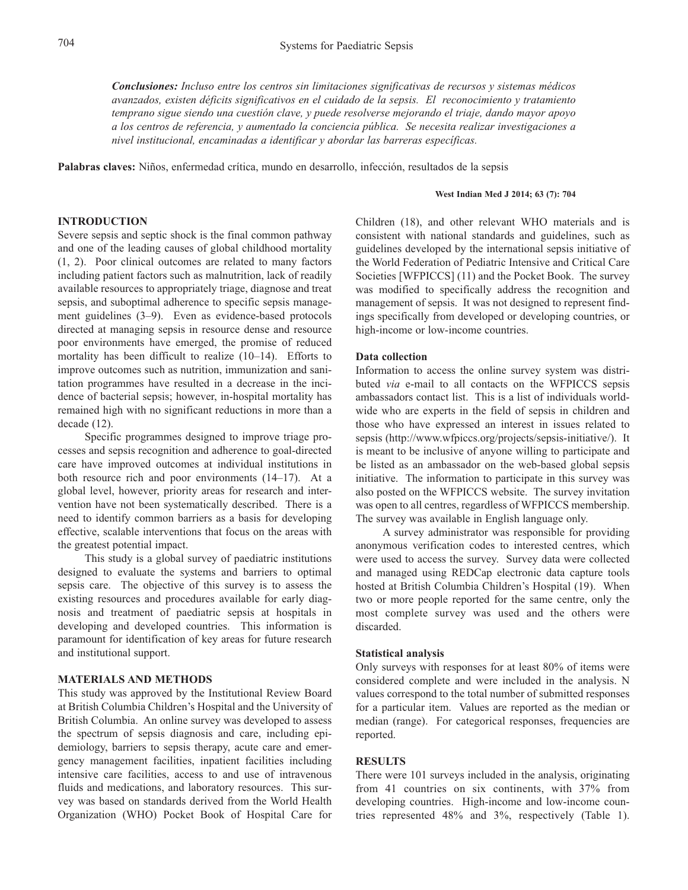*Conclusiones: Incluso entre los centros sin limitaciones significativas de recursos y sistemas médicos avanzados, existen déficits significativos en el cuidado de la sepsis. El reconocimiento y tratamiento temprano sigue siendo una cuestión clave, y puede resolverse mejorando el triaje, dando mayor apoyo a los centros de referencia, y aumentado la conciencia pública. Se necesita realizar investigaciones a nivel institucional, encaminadas a identificar y abordar las barreras específicas.*

**Palabras claves:** Niños, enfermedad crítica, mundo en desarrollo, infección, resultados de la sepsis

## INTRODUCTION

Severe sepsis and septic shock is the final common pathway and one of the leading causes of global childhood mortality (1, 2). Poor clinical outcomes are related to many factors including patient factors such as malnutrition, lack of readily available resources to appropriately triage, diagnose and treat sepsis, and suboptimal adherence to specific sepsis management guidelines (3–9). Even as evidence-based protocols directed at managing sepsis in resource dense and resource poor environments have emerged, the promise of reduced mortality has been difficult to realize (10–14). Efforts to improve outcomes such as nutrition, immunization and sanitation programmes have resulted in a decrease in the incidence of bacterial sepsis; however, in-hospital mortality has remained high with no significant reductions in more than a decade (12).

Specific programmes designed to improve triage processes and sepsis recognition and adherence to goal-directed care have improved outcomes at individual institutions in both resource rich and poor environments (14–17). At a global level, however, priority areas for research and intervention have not been systematically described. There is a need to identify common barriers as a basis for developing effective, scalable interventions that focus on the areas with the greatest potential impact.

This study is a global survey of paediatric institutions designed to evaluate the systems and barriers to optimal sepsis care. The objective of this survey is to assess the existing resources and procedures available for early diagnosis and treatment of paediatric sepsis at hospitals in developing and developed countries. This information is paramount for identification of key areas for future research and institutional support.

## MATERIALS AND METHODS

This study was approved by the Institutional Review Board at British Columbia Children's Hospital and the University of British Columbia. An online survey was developed to assess the spectrum of sepsis diagnosis and care, including epidemiology, barriers to sepsis therapy, acute care and emergency management facilities, inpatient facilities including intensive care facilities, access to and use of intravenous fluids and medications, and laboratory resources. This survey was based on standards derived from the World Health Organization (WHO) Pocket Book of Hospital Care for Children (18), and other relevant WHO materials and is consistent with national standards and guidelines, such as guidelines developed by the international sepsis initiative of the World Federation of Pediatric Intensive and Critical Care Societies [WFPICCS] (11) and the Pocket Book. The survey was modified to specifically address the recognition and management of sepsis. It was not designed to represent findings specifically from developed or developing countries, or high-income or low-income countries.

### Data collection

Information to access the online survey system was distributed *via* e-mail to all contacts on the WFPICCS sepsis ambassadors contact list. This is a list of individuals worldwide who are experts in the field of sepsis in children and those who have expressed an interest in issues related to sepsis (http://www.wfpiccs.org/projects/sepsis-initiative/). It is meant to be inclusive of anyone willing to participate and be listed as an ambassador on the web-based global sepsis initiative. The information to participate in this survey was also posted on the WFPICCS website. The survey invitation was open to all centres, regardless of WFPICCS membership. The survey was available in English language only.

A survey administrator was responsible for providing anonymous verification codes to interested centres, which were used to access the survey. Survey data were collected and managed using REDCap electronic data capture tools hosted at British Columbia Children's Hospital (19). When two or more people reported for the same centre, only the most complete survey was used and the others were discarded.

### Statistical analysis

Only surveys with responses for at least 80% of items were considered complete and were included in the analysis. N values correspond to the total number of submitted responses for a particular item. Values are reported as the median or median (range). For categorical responses, frequencies are reported.

## RESULTS

There were 101 surveys included in the analysis, originating from 41 countries on six continents, with 37% from developing countries. High-income and low-income countries represented 48% and 3%, respectively (Table 1).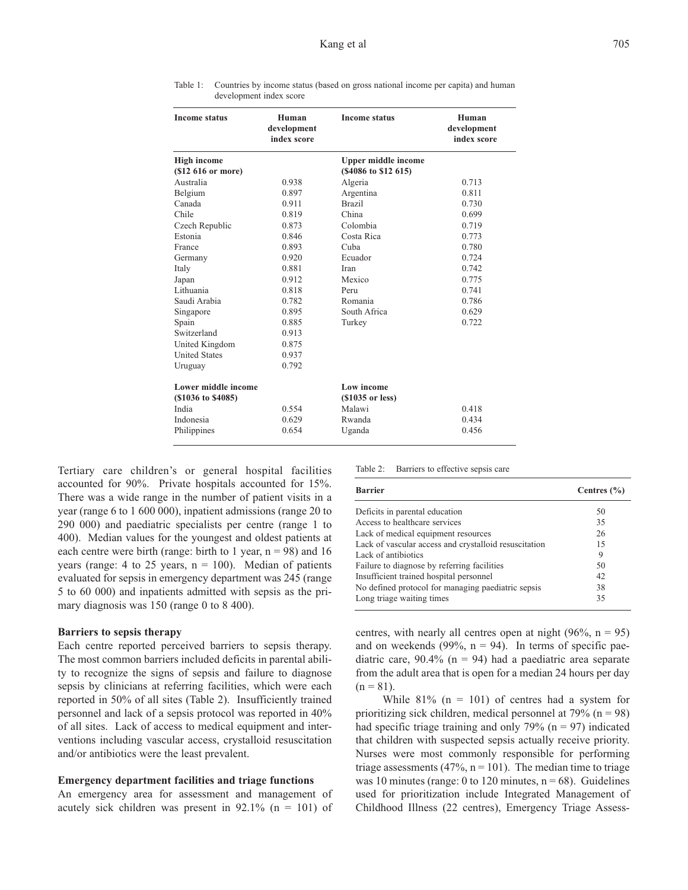Table 1: Countries by income status (based on gross national income per capita) and human development index score

| Income status | Human development index score | Income status | Human development index score |
|---|---|---|---|
| **High income (\$12 616 or more)** | | **Upper middle income (\$4086 to \$12 615)** | |
| Australia | 0.938 | Algeria | 0.713 |
| Belgium | 0.897 | Argentina | 0.811 |
| Canada | 0.911 | Brazil | 0.730 |
| Chile | 0.819 | China | 0.699 |
| Czech Republic | 0.873 | Colombia | 0.719 |
| Estonia | 0.846 | Costa Rica | 0.773 |
| France | 0.893 | Cuba | 0.780 |
| Germany | 0.920 | Ecuador | 0.724 |
| Italy | 0.881 | Iran | 0.742 |
| Japan | 0.912 | Mexico | 0.775 |
| Lithuania | 0.818 | Peru | 0.741 |
| Saudi Arabia | 0.782 | Romania | 0.786 |
| Singapore | 0.895 | South Africa | 0.629 |
| Spain | 0.885 | Turkey | 0.722 |
| Switzerland | 0.913 | | |
| United Kingdom | 0.875 | | |
| United States | 0.937 | | |
| Uruguay | 0.792 | | |
| **Lower middle income (\$1036 to \$4085)** | | **Low income (\$1035 or less)** | |
| India | 0.554 | Malawi | 0.418 |
| Indonesia | 0.629 | Rwanda | 0.434 |
| Philippines | 0.654 | Uganda | 0.456 |

Tertiary care children's or general hospital facilities accounted for 90%. Private hospitals accounted for 15%. There was a wide range in the number of patient visits in a year (range 6 to 1 600 000), inpatient admissions (range 20 to 290 000) and paediatric specialists per centre (range 1 to 400). Median values for the youngest and oldest patients at each centre were birth (range: birth to 1 year, n = 98) and 16 years (range: 4 to 25 years, n = 100). Median of patients evaluated for sepsis in emergency department was 245 (range 5 to 60 000) and inpatients admitted with sepsis as the primary diagnosis was 150 (range 0 to 8 400).

### Barriers to sepsis therapy

Each centre reported perceived barriers to sepsis therapy. The most common barriers included deficits in parental ability to recognize the signs of sepsis and failure to diagnose sepsis by clinicians at referring facilities, which were each reported in 50% of all sites (Table 2). Insufficiently trained personnel and lack of a sepsis protocol was reported in 40% of all sites. Lack of access to medical equipment and interventions including vascular access, crystalloid resuscitation and/or antibiotics were the least prevalent.

### Emergency department facilities and triage functions

An emergency area for assessment and management of acutely sick children was present in 92.1% (n = 101) of centres, with nearly all centres open at night (96%, n = 95) and on weekends (99%, n = 94). In terms of specific paediatric care, 90.4% (n = 94) had a paediatric area separate from the adult area that is open for a median 24 hours per day (n = 81).

Table 2: Barriers to effective sepsis care

| Barrier | Centres (%) |
|---|---|
| Deficits in parental education | 50 |
| Access to healthcare services | 35 |
| Lack of medical equipment resources | 26 |
| Lack of vascular access and crystalloid resuscitation | 15 |
| Lack of antibiotics | 9 |
| Failure to diagnose by referring facilities | 50 |
| Insufficient trained hospital personnel | 42 |
| No defined protocol for managing paediatric sepsis | 38 |
| Long triage waiting times | 35 |

While 81% (n = 101) of centres had a system for prioritizing sick children, medical personnel at 79% (n = 98) had specific triage training and only 79% (n = 97) indicated that children with suspected sepsis actually receive priority. Nurses were most commonly responsible for performing triage assessments (47%, n = 101). The median time to triage was 10 minutes (range: 0 to 120 minutes, n = 68). Guidelines used for prioritization include Integrated Management of Childhood Illness (22 centres), Emergency Triage Assess-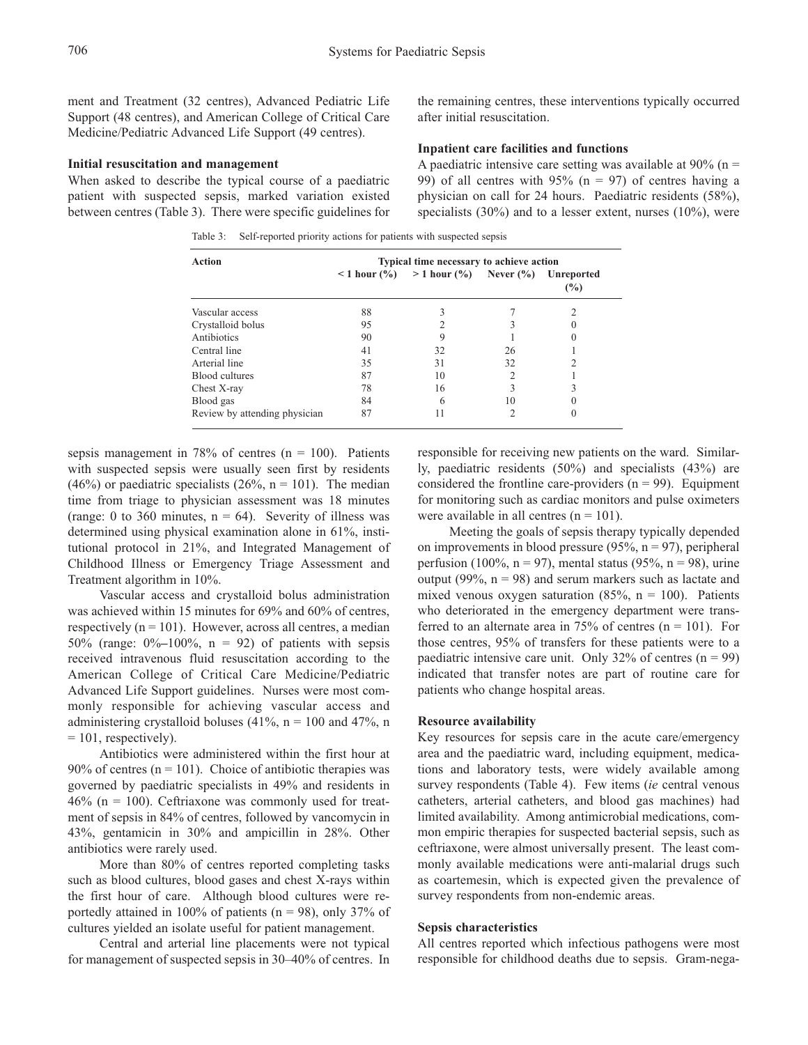ment and Treatment (32 centres), Advanced Pediatric Life Support (48 centres), and American College of Critical Care Medicine/Pediatric Advanced Life Support (49 centres).

### Initial resuscitation and management

When asked to describe the typical course of a paediatric patient with suspected sepsis, marked variation existed between centres (Table 3). There were specific guidelines for sepsis management in 78% of centres (n = 100). Patients with suspected sepsis were usually seen first by residents (46%) or paediatric specialists (26%, n = 101). The median time from triage to physician assessment was 18 minutes (range: 0 to 360 minutes, n = 64). Severity of illness was determined using physical examination alone in 61%, institutional protocol in 21%, and Integrated Management of Childhood Illness or Emergency Triage Assessment and Treatment algorithm in 10%.

Table 3: Self-reported priority actions for patients with suspected sepsis

| Action | Typical time necessary to achieve action | | | |
|---|---|---|---|---|
| | < 1 hour (%) | > 1 hour (%) | Never (%) | Unreported (%) |
| Vascular access | 88 | 3 | 7 | 2 |
| Crystalloid bolus | 95 | 2 | 3 | 0 |
| Antibiotics | 90 | 9 | 1 | 0 |
| Central line | 41 | 32 | 26 | 1 |
| Arterial line | 35 | 31 | 32 | 2 |
| Blood cultures | 87 | 10 | 2 | 1 |
| Chest X-ray | 78 | 16 | 3 | 3 |
| Blood gas | 84 | 6 | 10 | 0 |
| Review by attending physician | 87 | 11 | 2 | 0 |

Vascular access and crystalloid bolus administration was achieved within 15 minutes for 69% and 60% of centres, respectively (n = 101). However, across all centres, a median 50% (range: 0%–100%, n = 92) of patients with sepsis received intravenous fluid resuscitation according to the American College of Critical Care Medicine/Pediatric Advanced Life Support guidelines. Nurses were most commonly responsible for achieving vascular access and administering crystalloid boluses (41%, n = 100 and 47%, n = 101, respectively).

Antibiotics were administered within the first hour at 90% of centres (n = 101). Choice of antibiotic therapies was governed by paediatric specialists in 49% and residents in 46% (n = 100). Ceftriaxone was commonly used for treatment of sepsis in 84% of centres, followed by vancomycin in 43%, gentamicin in 30% and ampicillin in 28%. Other antibiotics were rarely used.

More than 80% of centres reported completing tasks such as blood cultures, blood gases and chest X-rays within the first hour of care. Although blood cultures were reportedly attained in 100% of patients (n = 98), only 37% of cultures yielded an isolate useful for patient management.

Central and arterial line placements were not typical for management of suspected sepsis in 30–40% of centres. In the remaining centres, these interventions typically occurred after initial resuscitation.

### Inpatient care facilities and functions

A paediatric intensive care setting was available at 90% (n = 99) of all centres with 95% (n = 97) of centres having a physician on call for 24 hours. Paediatric residents (58%), specialists (30%) and to a lesser extent, nurses (10%), were responsible for receiving new patients on the ward. Similarly, paediatric residents (50%) and specialists (43%) are considered the frontline care-providers (n = 99). Equipment for monitoring such as cardiac monitors and pulse oximeters were available in all centres (n = 101).

Meeting the goals of sepsis therapy typically depended on improvements in blood pressure (95%, n = 97), peripheral perfusion (100%, n = 97), mental status (95%, n = 98), urine output (99%, n = 98) and serum markers such as lactate and mixed venous oxygen saturation (85%, n = 100). Patients who deteriorated in the emergency department were transferred to an alternate area in 75% of centres (n = 101). For those centres, 95% of transfers for these patients were to a paediatric intensive care unit. Only 32% of centres (n = 99) indicated that transfer notes are part of routine care for patients who change hospital areas.

### Resource availability

Key resources for sepsis care in the acute care/emergency area and the paediatric ward, including equipment, medications and laboratory tests, were widely available among survey respondents (Table 4). Few items (*ie* central venous catheters, arterial catheters, and blood gas machines) had limited availability. Among antimicrobial medications, common empiric therapies for suspected bacterial sepsis, such as ceftriaxone, were almost universally present. The least commonly available medications were anti-malarial drugs such as coartemesin, which is expected given the prevalence of survey respondents from non-endemic areas.

### Sepsis characteristics

All centres reported which infectious pathogens were most responsible for childhood deaths due to sepsis. Gram-nega-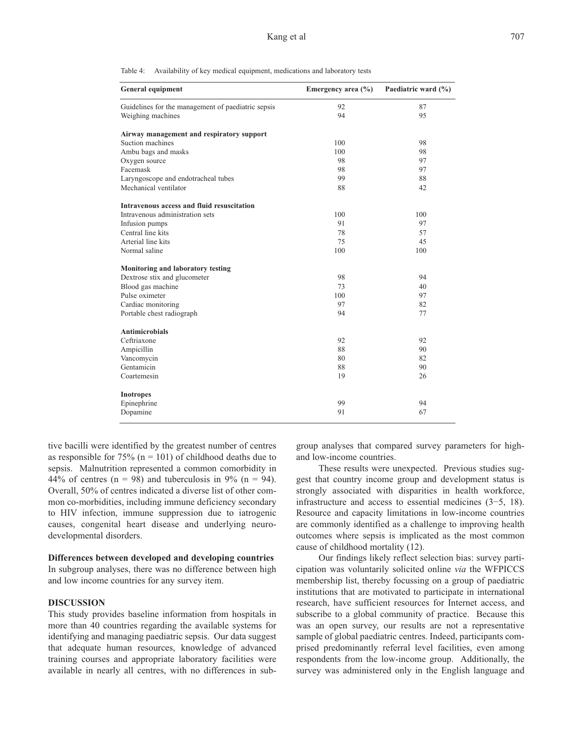Table 4: Availability of key medical equipment, medications and laboratory tests

| General equipment | Emergency area (%) | Paediatric ward (%) |
|---|---|---|
| Guidelines for the management of paediatric sepsis | 92 | 87 |
| Weighing machines | 94 | 95 |
| **Airway management and respiratory support** | | |
| Suction machines | 100 | 98 |
| Ambu bags and masks | 100 | 98 |
| Oxygen source | 98 | 97 |
| Facemask | 98 | 97 |
| Laryngoscope and endotracheal tubes | 99 | 88 |
| Mechanical ventilator | 88 | 42 |
| **Intravenous access and fluid resuscitation** | | |
| Intravenous administration sets | 100 | 100 |
| Infusion pumps | 91 | 97 |
| Central line kits | 78 | 57 |
| Arterial line kits | 75 | 45 |
| Normal saline | 100 | 100 |
| **Monitoring and laboratory testing** | | |
| Dextrose stix and glucometer | 98 | 94 |
| Blood gas machine | 73 | 40 |
| Pulse oximeter | 100 | 97 |
| Cardiac monitoring | 97 | 82 |
| Portable chest radiograph | 94 | 77 |
| **Antimicrobials** | | |
| Ceftriaxone | 92 | 92 |
| Ampicillin | 88 | 90 |
| Vancomycin | 80 | 82 |
| Gentamicin | 88 | 90 |
| Coartemesin | 19 | 26 |
| **Inotropes** | | |
| Epinephrine | 99 | 94 |
| Dopamine | 91 | 67 |

tive bacilli were identified by the greatest number of centres as responsible for 75% (n = 101) of childhood deaths due to sepsis. Malnutrition represented a common comorbidity in 44% of centres (n = 98) and tuberculosis in 9% (n = 94). Overall, 50% of centres indicated a diverse list of other common co-morbidities, including immune deficiency secondary to HIV infection, immune suppression due to iatrogenic causes, congenital heart disease and underlying neurodevelopmental disorders.

**Differences between developed and developing countries**

In subgroup analyses, there was no difference between high and low income countries for any survey item.

## DISCUSSION

This study provides baseline information from hospitals in more than 40 countries regarding the available systems for identifying and managing paediatric sepsis. Our data suggest that adequate human resources, knowledge of advanced training courses and appropriate laboratory facilities were available in nearly all centres, with no differences in subgroup analyses that compared survey parameters for high- and low-income countries.

These results were unexpected. Previous studies suggest that country income group and development status is strongly associated with disparities in health workforce, infrastructure and access to essential medicines (3−5, 18). Resource and capacity limitations in low-income countries are commonly identified as a challenge to improving health outcomes where sepsis is implicated as the most common cause of childhood mortality (12).

Our findings likely reflect selection bias: survey participation was voluntarily solicited online *via* the WFPICCS membership list, thereby focussing on a group of paediatric institutions that are motivated to participate in international research, have sufficient resources for Internet access, and subscribe to a global community of practice. Because this was an open survey, our results are not a representative sample of global paediatric centres. Indeed, participants comprised predominantly referral level facilities, even among respondents from the low-income group. Additionally, the survey was administered only in the English language and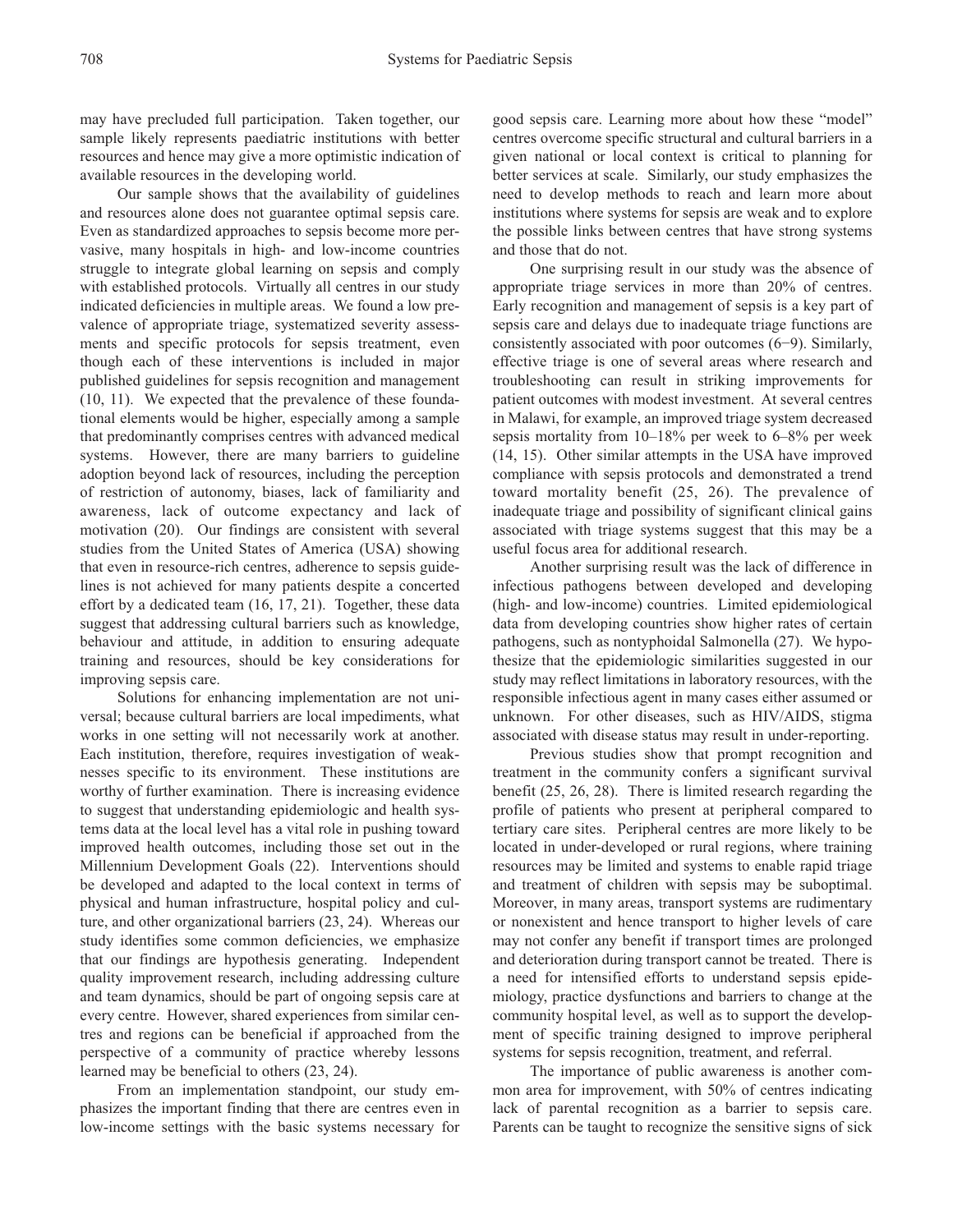may have precluded full participation. Taken together, our sample likely represents paediatric institutions with better resources and hence may give a more optimistic indication of available resources in the developing world.

Our sample shows that the availability of guidelines and resources alone does not guarantee optimal sepsis care. Even as standardized approaches to sepsis become more pervasive, many hospitals in high- and low-income countries struggle to integrate global learning on sepsis and comply with established protocols. Virtually all centres in our study indicated deficiencies in multiple areas. We found a low prevalence of appropriate triage, systematized severity assessments and specific protocols for sepsis treatment, even though each of these interventions is included in major published guidelines for sepsis recognition and management (10, 11). We expected that the prevalence of these foundational elements would be higher, especially among a sample that predominantly comprises centres with advanced medical systems. However, there are many barriers to guideline adoption beyond lack of resources, including the perception of restriction of autonomy, biases, lack of familiarity and awareness, lack of outcome expectancy and lack of motivation (20). Our findings are consistent with several studies from the United States of America (USA) showing that even in resource-rich centres, adherence to sepsis guidelines is not achieved for many patients despite a concerted effort by a dedicated team (16, 17, 21). Together, these data suggest that addressing cultural barriers such as knowledge, behaviour and attitude, in addition to ensuring adequate training and resources, should be key considerations for improving sepsis care.

Solutions for enhancing implementation are not universal; because cultural barriers are local impediments, what works in one setting will not necessarily work at another. Each institution, therefore, requires investigation of weaknesses specific to its environment. These institutions are worthy of further examination. There is increasing evidence to suggest that understanding epidemiologic and health systems data at the local level has a vital role in pushing toward improved health outcomes, including those set out in the Millennium Development Goals (22). Interventions should be developed and adapted to the local context in terms of physical and human infrastructure, hospital policy and culture, and other organizational barriers (23, 24). Whereas our study identifies some common deficiencies, we emphasize that our findings are hypothesis generating. Independent quality improvement research, including addressing culture and team dynamics, should be part of ongoing sepsis care at every centre. However, shared experiences from similar centres and regions can be beneficial if approached from the perspective of a community of practice whereby lessons learned may be beneficial to others (23, 24).

From an implementation standpoint, our study emphasizes the important finding that there are centres even in low-income settings with the basic systems necessary for good sepsis care. Learning more about how these "model" centres overcome specific structural and cultural barriers in a given national or local context is critical to planning for better services at scale. Similarly, our study emphasizes the need to develop methods to reach and learn more about institutions where systems for sepsis are weak and to explore the possible links between centres that have strong systems and those that do not.

One surprising result in our study was the absence of appropriate triage services in more than 20% of centres. Early recognition and management of sepsis is a key part of sepsis care and delays due to inadequate triage functions are consistently associated with poor outcomes (6−9). Similarly, effective triage is one of several areas where research and troubleshooting can result in striking improvements for patient outcomes with modest investment. At several centres in Malawi, for example, an improved triage system decreased sepsis mortality from 10–18% per week to 6–8% per week (14, 15). Other similar attempts in the USA have improved compliance with sepsis protocols and demonstrated a trend toward mortality benefit (25, 26). The prevalence of inadequate triage and possibility of significant clinical gains associated with triage systems suggest that this may be a useful focus area for additional research.

Another surprising result was the lack of difference in infectious pathogens between developed and developing (high- and low-income) countries. Limited epidemiological data from developing countries show higher rates of certain pathogens, such as nontyphoidal Salmonella (27). We hypothesize that the epidemiologic similarities suggested in our study may reflect limitations in laboratory resources, with the responsible infectious agent in many cases either assumed or unknown. For other diseases, such as HIV/AIDS, stigma associated with disease status may result in under-reporting.

Previous studies show that prompt recognition and treatment in the community confers a significant survival benefit (25, 26, 28). There is limited research regarding the profile of patients who present at peripheral compared to tertiary care sites. Peripheral centres are more likely to be located in under-developed or rural regions, where training resources may be limited and systems to enable rapid triage and treatment of children with sepsis may be suboptimal. Moreover, in many areas, transport systems are rudimentary or nonexistent and hence transport to higher levels of care may not confer any benefit if transport times are prolonged and deterioration during transport cannot be treated. There is a need for intensified efforts to understand sepsis epidemiology, practice dysfunctions and barriers to change at the community hospital level, as well as to support the development of specific training designed to improve peripheral systems for sepsis recognition, treatment, and referral.

The importance of public awareness is another common area for improvement, with 50% of centres indicating lack of parental recognition as a barrier to sepsis care. Parents can be taught to recognize the sensitive signs of sick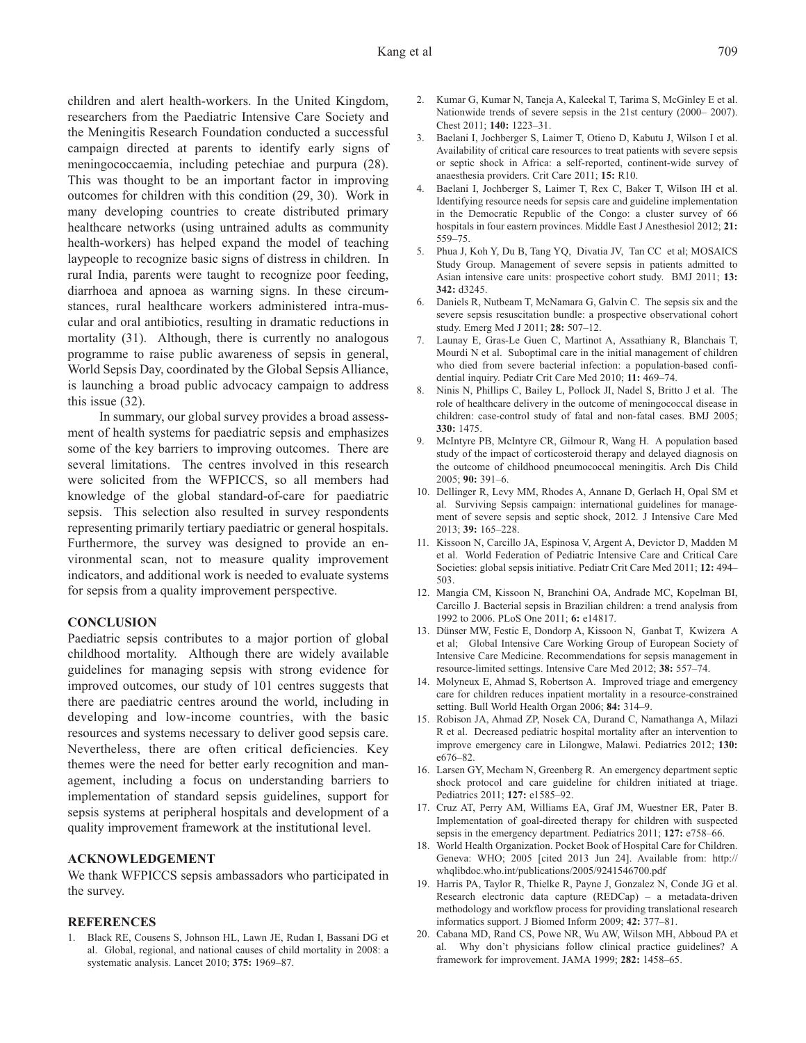children and alert health-workers. In the United Kingdom, researchers from the Paediatric Intensive Care Society and the Meningitis Research Foundation conducted a successful campaign directed at parents to identify early signs of meningococcaemia, including petechiae and purpura (28). This was thought to be an important factor in improving outcomes for children with this condition (29, 30). Work in many developing countries to create distributed primary healthcare networks (using untrained adults as community health-workers) has helped expand the model of teaching laypeople to recognize basic signs of distress in children. In rural India, parents were taught to recognize poor feeding, diarrhoea and apnoea as warning signs. In these circumstances, rural healthcare workers administered intra-muscular and oral antibiotics, resulting in dramatic reductions in mortality (31). Although, there is currently no analogous programme to raise public awareness of sepsis in general, World Sepsis Day, coordinated by the Global Sepsis Alliance, is launching a broad public advocacy campaign to address this issue (32).

In summary, our global survey provides a broad assessment of health systems for paediatric sepsis and emphasizes some of the key barriers to improving outcomes. There are several limitations. The centres involved in this research were solicited from the WFPICCS, so all members had knowledge of the global standard-of-care for paediatric sepsis. This selection also resulted in survey respondents representing primarily tertiary paediatric or general hospitals. Furthermore, the survey was designed to provide an environmental scan, not to measure quality improvement indicators, and additional work is needed to evaluate systems for sepsis from a quality improvement perspective.

## CONCLUSION

Paediatric sepsis contributes to a major portion of global childhood mortality. Although there are widely available guidelines for managing sepsis with strong evidence for improved outcomes, our study of 101 centres suggests that there are paediatric centres around the world, including in developing and low-income countries, with the basic resources and systems necessary to deliver good sepsis care. Nevertheless, there are often critical deficiencies. Key themes were the need for better early recognition and management, including a focus on understanding barriers to implementation of standard sepsis guidelines, support for sepsis systems at peripheral hospitals and development of a quality improvement framework at the institutional level.

## ACKNOWLEDGEMENT

We thank WFPICCS sepsis ambassadors who participated in the survey.

## REFERENCES

1. Black RE, Cousens S, Johnson HL, Lawn JE, Rudan I, Bassani DG et al. Global, regional, and national causes of child mortality in 2008: a systematic analysis. Lancet 2010; **375:** 1969–87.
2. Kumar G, Kumar N, Taneja A, Kaleekal T, Tarima S, McGinley E et al. Nationwide trends of severe sepsis in the 21st century (2000– 2007). Chest 2011; **140:** 1223–31.
3. Baelani I, Jochberger S, Laimer T, Otieno D, Kabutu J, Wilson I et al. Availability of critical care resources to treat patients with severe sepsis or septic shock in Africa: a self-reported, continent-wide survey of anaesthesia providers. Crit Care 2011; **15:** R10.
4. Baelani I, Jochberger S, Laimer T, Rex C, Baker T, Wilson IH et al. Identifying resource needs for sepsis care and guideline implementation in the Democratic Republic of the Congo: a cluster survey of 66 hospitals in four eastern provinces. Middle East J Anesthesiol 2012; **21:** 559–75.
5. Phua J, Koh Y, Du B, Tang YQ, Divatia JV, Tan CC et al; MOSAICS Study Group. Management of severe sepsis in patients admitted to Asian intensive care units: prospective cohort study. BMJ 2011; **13: 342:** d3245.
6. Daniels R, Nutbeam T, McNamara G, Galvin C. The sepsis six and the severe sepsis resuscitation bundle: a prospective observational cohort study. Emerg Med J 2011; **28:** 507–12.
7. Launay E, Gras-Le Guen C, Martinot A, Assathiany R, Blanchais T, Mourdi N et al. Suboptimal care in the initial management of children who died from severe bacterial infection: a population-based confidential inquiry. Pediatr Crit Care Med 2010; **11:** 469–74.
8. Ninis N, Phillips C, Bailey L, Pollock JI, Nadel S, Britto J et al. The role of healthcare delivery in the outcome of meningococcal disease in children: case-control study of fatal and non-fatal cases. BMJ 2005; **330:** 1475.
9. McIntyre PB, McIntyre CR, Gilmour R, Wang H. A population based study of the impact of corticosteroid therapy and delayed diagnosis on the outcome of childhood pneumococcal meningitis. Arch Dis Child 2005; **90:** 391–6.
10. Dellinger R, Levy MM, Rhodes A, Annane D, Gerlach H, Opal SM et al. Surviving Sepsis campaign: international guidelines for management of severe sepsis and septic shock, 2012. J Intensive Care Med 2013; **39:** 165–228.
11. Kissoon N, Carcillo JA, Espinosa V, Argent A, Devictor D, Madden M et al. World Federation of Pediatric Intensive Care and Critical Care Societies: global sepsis initiative. Pediatr Crit Care Med 2011; **12:** 494–503.
12. Mangia CM, Kissoon N, Branchini OA, Andrade MC, Kopelman BI, Carcillo J. Bacterial sepsis in Brazilian children: a trend analysis from 1992 to 2006. PLoS One 2011; **6:** e14817.
13. Dünser MW, Festic E, Dondorp A, Kissoon N, Ganbat T, Kwizera A et al; Global Intensive Care Working Group of European Society of Intensive Care Medicine. Recommendations for sepsis management in resource-limited settings. Intensive Care Med 2012; **38:** 557–74.
14. Molyneux E, Ahmad S, Robertson A. Improved triage and emergency care for children reduces inpatient mortality in a resource-constrained setting. Bull World Health Organ 2006; **84:** 314–9.
15. Robison JA, Ahmad ZP, Nosek CA, Durand C, Namathanga A, Milazi R et al. Decreased pediatric hospital mortality after an intervention to improve emergency care in Lilongwe, Malawi. Pediatrics 2012; **130:** e676–82.
16. Larsen GY, Mecham N, Greenberg R. An emergency department septic shock protocol and care guideline for children initiated at triage. Pediatrics 2011; **127:** e1585–92.
17. Cruz AT, Perry AM, Williams EA, Graf JM, Wuestner ER, Pater B. Implementation of goal-directed therapy for children with suspected sepsis in the emergency department. Pediatrics 2011; **127:** e758–66.
18. World Health Organization. Pocket Book of Hospital Care for Children. Geneva: WHO; 2005 [cited 2013 Jun 24]. Available from: http://whqlibdoc.who.int/publications/2005/9241546700.pdf
19. Harris PA, Taylor R, Thielke R, Payne J, Gonzalez N, Conde JG et al. Research electronic data capture (REDCap) – a metadata-driven methodology and workflow process for providing translational research informatics support. J Biomed Inform 2009; **42:** 377–81.
20. Cabana MD, Rand CS, Powe NR, Wu AW, Wilson MH, Abboud PA et al. Why don't physicians follow clinical practice guidelines? A framework for improvement. JAMA 1999; **282:** 1458–65.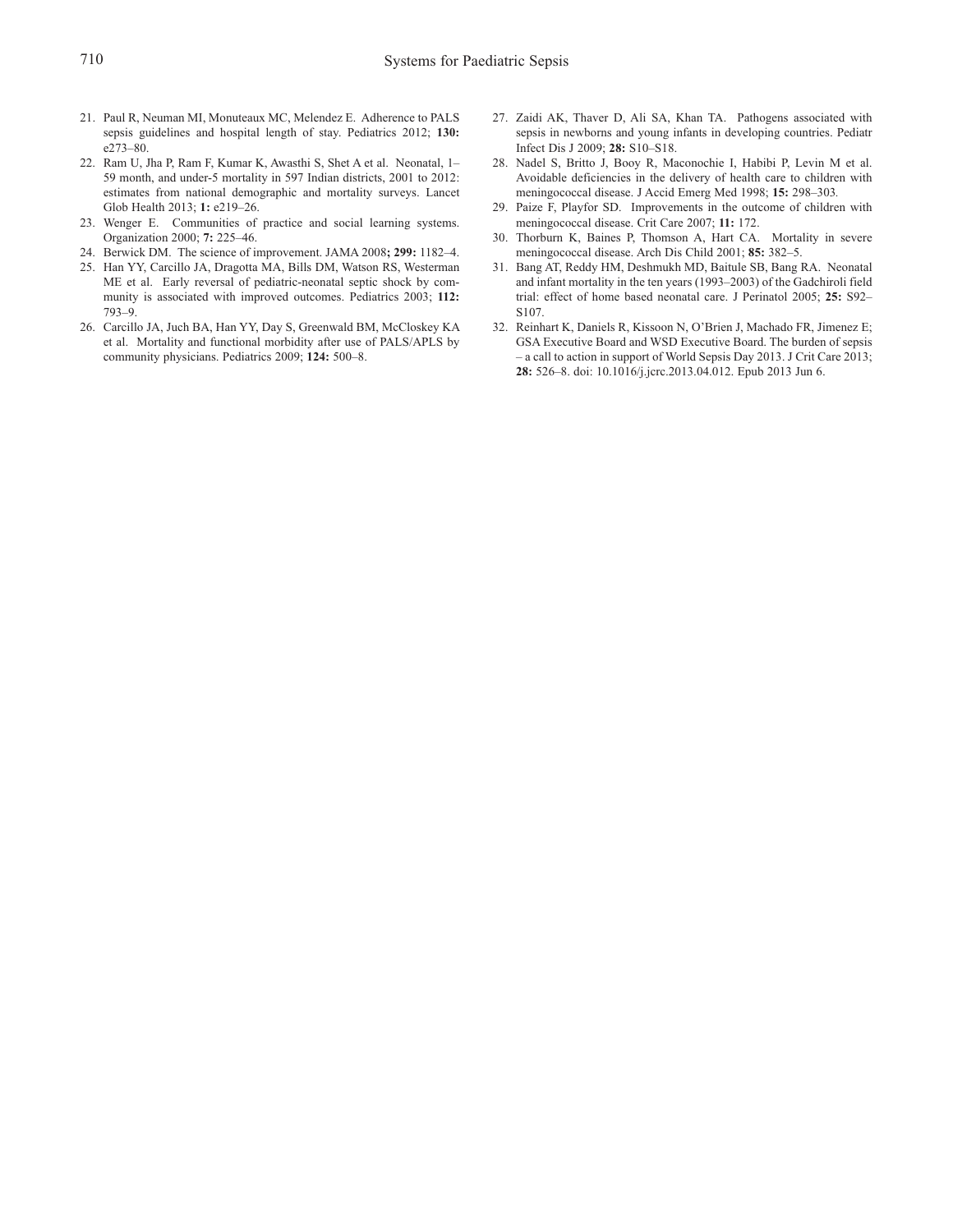21. Paul R, Neuman MI, Monuteaux MC, Melendez E. Adherence to PALS sepsis guidelines and hospital length of stay. Pediatrics 2012; **130:** e273–80.
22. Ram U, Jha P, Ram F, Kumar K, Awasthi S, Shet A et al. Neonatal, 1–59 month, and under-5 mortality in 597 Indian districts, 2001 to 2012: estimates from national demographic and mortality surveys. Lancet Glob Health 2013; **1:** e219–26.
23. Wenger E. Communities of practice and social learning systems. Organization 2000; **7:** 225–46.
24. Berwick DM. The science of improvement. JAMA 2008**; 299:** 1182–4.
25. Han YY, Carcillo JA, Dragotta MA, Bills DM, Watson RS, Westerman ME et al. Early reversal of pediatric-neonatal septic shock by community is associated with improved outcomes. Pediatrics 2003; **112:** 793–9.
26. Carcillo JA, Juch BA, Han YY, Day S, Greenwald BM, McCloskey KA et al. Mortality and functional morbidity after use of PALS/APLS by community physicians. Pediatrics 2009; **124:** 500–8.
27. Zaidi AK, Thaver D, Ali SA, Khan TA. Pathogens associated with sepsis in newborns and young infants in developing countries. Pediatr Infect Dis J 2009; **28:** S10–S18.
28. Nadel S, Britto J, Booy R, Maconochie I, Habibi P, Levin M et al. Avoidable deficiencies in the delivery of health care to children with meningococcal disease. J Accid Emerg Med 1998; **15:** 298–303.
29. Paize F, Playfor SD. Improvements in the outcome of children with meningococcal disease. Crit Care 2007; **11:** 172.
30. Thorburn K, Baines P, Thomson A, Hart CA. Mortality in severe meningococcal disease. Arch Dis Child 2001; **85:** 382–5.
31. Bang AT, Reddy HM, Deshmukh MD, Baitule SB, Bang RA. Neonatal and infant mortality in the ten years (1993–2003) of the Gadchiroli field trial: effect of home based neonatal care. J Perinatol 2005; **25:** S92–S107.
32. Reinhart K, Daniels R, Kissoon N, O'Brien J, Machado FR, Jimenez E; GSA Executive Board and WSD Executive Board. The burden of sepsis – a call to action in support of World Sepsis Day 2013. J Crit Care 2013; **28:** 526–8. doi: 10.1016/j.jcrc.2013.04.012. Epub 2013 Jun 6.